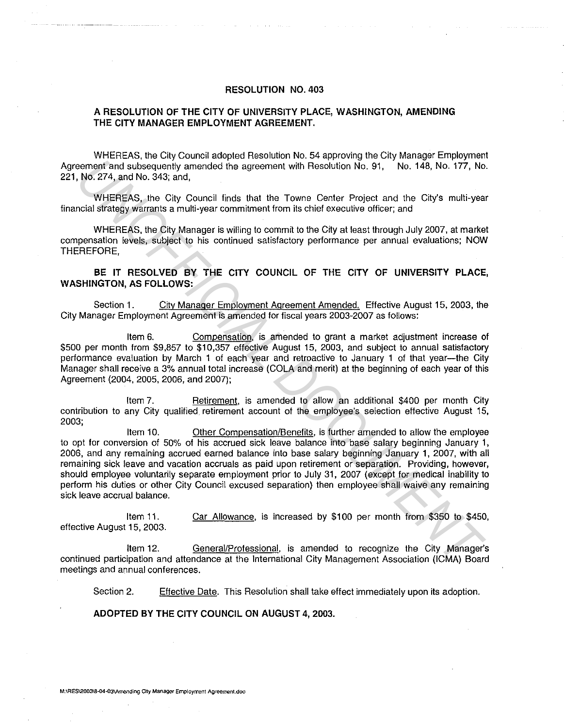# RESOLUTION NO. 403

## A RESOLUTION OF THE CITY OF UNIVERSITY PLACE, WASHINGTON, AMENDING THE CITY MANAGER EMPLOYMENT AGREEMENT.

WHEREAS, the City Council adopted Resolution No. 54 approving the City Manager Employment Agreement and subsequently amended the agreement with Resolution No. 91, No. 148, No. 177, No. 221, No. 274, and No. 343; and,

WHEREAS, the City Council finds that the Towne Center Project and the City's multi-year financial strategy warrants a multi-year commitment from its chief executive officer; and

WHEREAS, the City Manager is willing to commit to the City at least through July 2007, at market compensation levels, subject to his continued satisfactory performance per annual evaluations; NOW THEREFORE,

**BE IT RESOLVED BY THE CITY COUNCIL OF THE CITY OF UNIVERSITY PLACE, WASHINGTON, AS FOLLOWS:**

Section 1. City Manager Employment Agreement Amended. Effective August 15, 2003, the City Manager Employment Agreement is amended for fiscal years 2003-2007 as follows:

Item 6. Compensation, is amended to grant a market adjustment increase of $500 per month from $9,857 to $10,357 effective August 15, 2003, and subject to annual satisfactory performance evaluation by March 1 of each year and retroactive to January 1 of that year—the City Manager shall receive a 3% annual total increase (COLA and merit) at the beginning of each year of this Agreement (2004, 2005, 2006, and 2007);

Item 7. Retirement, is amended to allow an additional $400 per month City contribution to any City qualified retirement account of the employee's selection effective August 15, 2003;

Item 10. Other Compensation/Benefits, is further amended to allow the employee to opt for conversion of 50% of his accrued sick leave balance into base salary beginning January 1, 2006, and any remaining accrued earned balance into base salary beginning January 1, 2007, with all remaining sick leave and vacation accruals as paid upon retirement or separation. Providing, however, should employee voluntarily separate employment prior to July 31, 2007 (except for medical inability to perform his duties or other City Council excused separation) then employee shall waive any remaining sick leave accrual balance.

Item 11. Car Allowance, is increased by $100 per month from $350 to $450, effective August 15, 2003.

Item 12. General/Professional, is amended to recognize the City Manager's continued participation and attendance at the International City Management Association (ICMA) Board meetings and annual conferences.

Section 2. Effective Date. This Resolution shall take effect immediately upon its adoption.

**ADOPTED BY THE CITY COUNCIL ON AUGUST 4, 2003.**

M:\RES\2003\8-04-03\Amending City Manager Employment Agreement.doc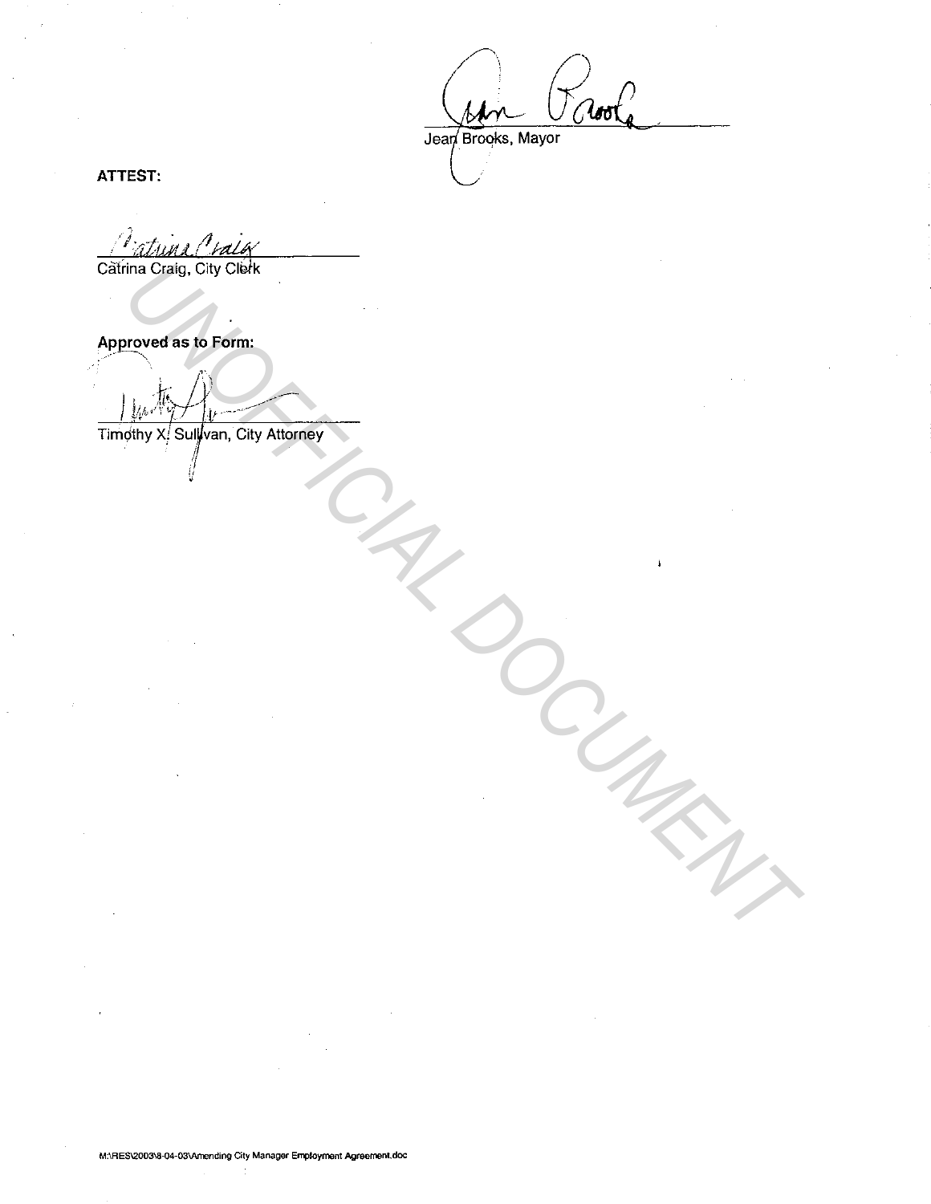Jean Brooks, Mayor

**ATTEST:**

Catrina Craig, City Clerk

**Approved as to Form:**

Timothy X. Sullivan, City Attorney

UNOFFICIAL DOCUMENT

M:\RES\2003\8-04-03\Amending City Manager Employment Agreement.doc